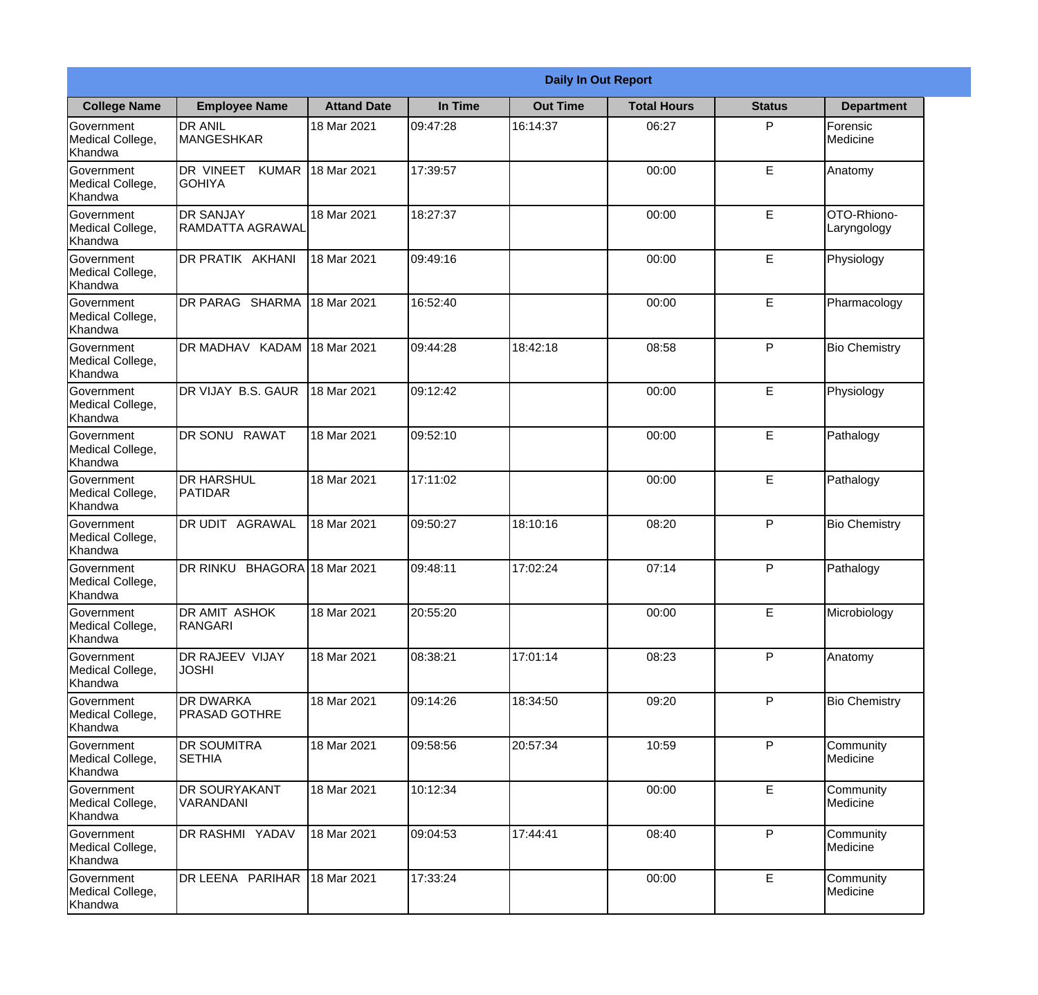| Daily In Out Report | | | | | | | |
|---|---|---|---|---|---|---|---|
| **College Name** | **Employee Name** | **Attand Date** | **In Time** | **Out Time** | **Total Hours** | **Status** | **Department** |
| Government Medical College, Khandwa | DR ANIL MANGESHKAR | 18 Mar 2021 | 09:47:28 | 16:14:37 | 06:27 | P | Forensic Medicine |
| Government Medical College, Khandwa | DR VINEET KUMAR GOHIYA | 18 Mar 2021 | 17:39:57 | | 00:00 | E | Anatomy |
| Government Medical College, Khandwa | DR SANJAY RAMDATTA AGRAWAL | 18 Mar 2021 | 18:27:37 | | 00:00 | E | OTO-Rhiono-Laryngology |
| Government Medical College, Khandwa | DR PRATIK AKHANI | 18 Mar 2021 | 09:49:16 | | 00:00 | E | Physiology |
| Government Medical College, Khandwa | DR PARAG SHARMA | 18 Mar 2021 | 16:52:40 | | 00:00 | E | Pharmacology |
| Government Medical College, Khandwa | DR MADHAV KADAM | 18 Mar 2021 | 09:44:28 | 18:42:18 | 08:58 | P | Bio Chemistry |
| Government Medical College, Khandwa | DR VIJAY B.S. GAUR | 18 Mar 2021 | 09:12:42 | | 00:00 | E | Physiology |
| Government Medical College, Khandwa | DR SONU RAWAT | 18 Mar 2021 | 09:52:10 | | 00:00 | E | Pathalogy |
| Government Medical College, Khandwa | DR HARSHUL PATIDAR | 18 Mar 2021 | 17:11:02 | | 00:00 | E | Pathalogy |
| Government Medical College, Khandwa | DR UDIT AGRAWAL | 18 Mar 2021 | 09:50:27 | 18:10:16 | 08:20 | P | Bio Chemistry |
| Government Medical College, Khandwa | DR RINKU BHAGORA | 18 Mar 2021 | 09:48:11 | 17:02:24 | 07:14 | P | Pathalogy |
| Government Medical College, Khandwa | DR AMIT ASHOK RANGARI | 18 Mar 2021 | 20:55:20 | | 00:00 | E | Microbiology |
| Government Medical College, Khandwa | DR RAJEEV VIJAY JOSHI | 18 Mar 2021 | 08:38:21 | 17:01:14 | 08:23 | P | Anatomy |
| Government Medical College, Khandwa | DR DWARKA PRASAD GOTHRE | 18 Mar 2021 | 09:14:26 | 18:34:50 | 09:20 | P | Bio Chemistry |
| Government Medical College, Khandwa | DR SOUMITRA SETHIA | 18 Mar 2021 | 09:58:56 | 20:57:34 | 10:59 | P | Community Medicine |
| Government Medical College, Khandwa | DR SOURYAKANT VARANDANI | 18 Mar 2021 | 10:12:34 | | 00:00 | E | Community Medicine |
| Government Medical College, Khandwa | DR RASHMI YADAV | 18 Mar 2021 | 09:04:53 | 17:44:41 | 08:40 | P | Community Medicine |
| Government Medical College, Khandwa | DR LEENA PARIHAR | 18 Mar 2021 | 17:33:24 | | 00:00 | E | Community Medicine |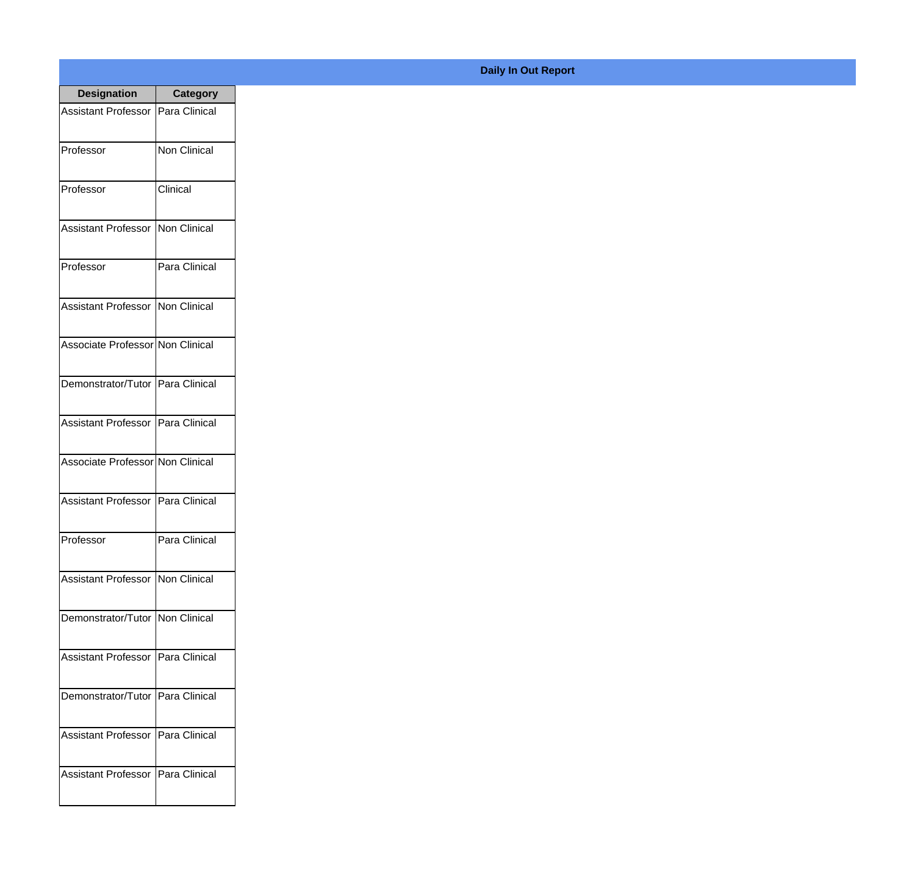**Daily In Out Report**

| Designation | Category |
| --- | --- |
| Assistant Professor | Para Clinical |
| Professor | Non Clinical |
| Professor | Clinical |
| Assistant Professor | Non Clinical |
| Professor | Para Clinical |
| Assistant Professor | Non Clinical |
| Associate Professor | Non Clinical |
| Demonstrator/Tutor | Para Clinical |
| Assistant Professor | Para Clinical |
| Associate Professor | Non Clinical |
| Assistant Professor | Para Clinical |
| Professor | Para Clinical |
| Assistant Professor | Non Clinical |
| Demonstrator/Tutor | Non Clinical |
| Assistant Professor | Para Clinical |
| Demonstrator/Tutor | Para Clinical |
| Assistant Professor | Para Clinical |
| Assistant Professor | Para Clinical |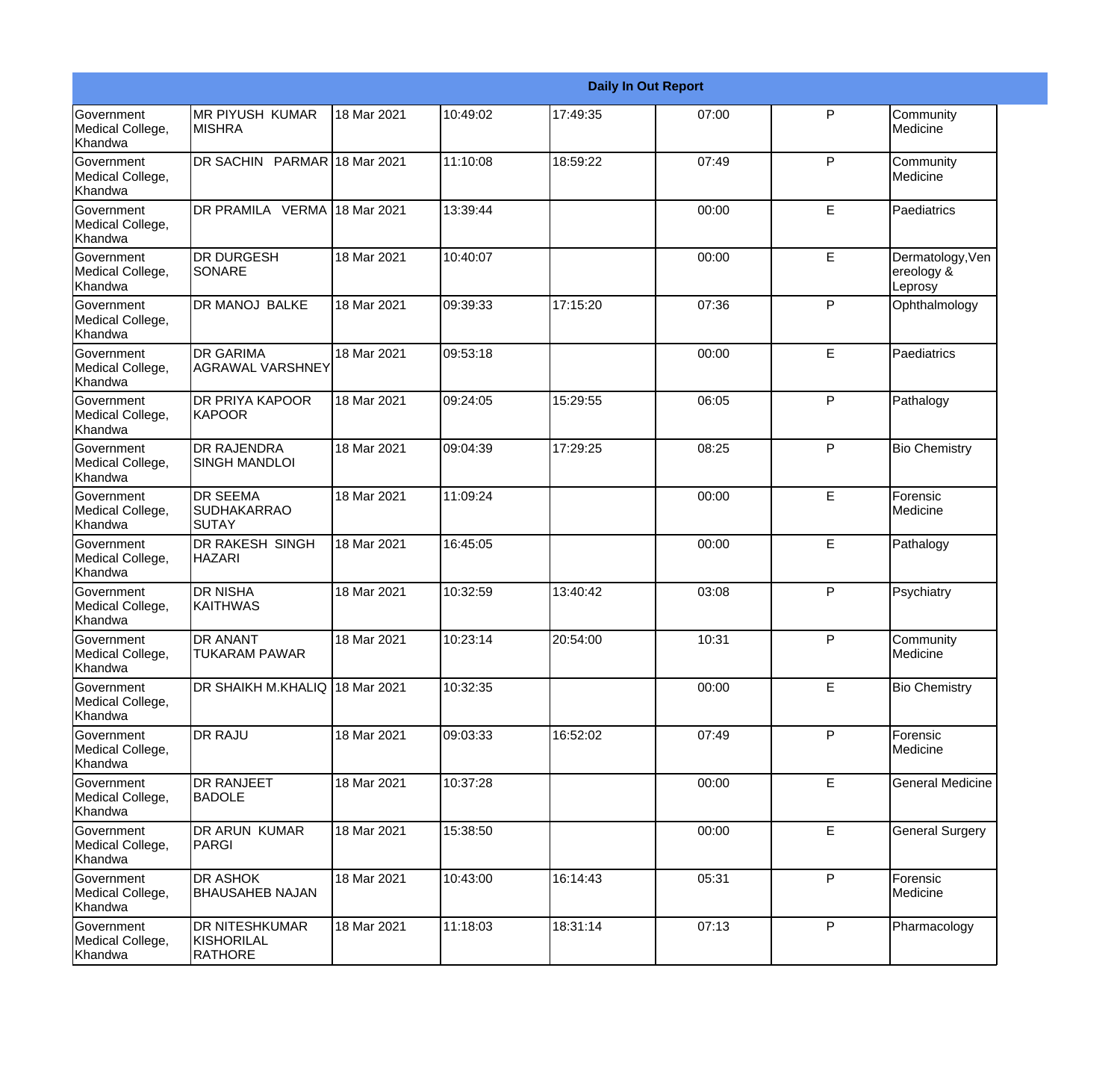| Daily In Out Report | | | | | | | |
|---|---|---|---|---|---|---|---|
| Government Medical College, Khandwa | MR PIYUSH KUMAR MISHRA | 18 Mar 2021 | 10:49:02 | 17:49:35 | 07:00 | P | Community Medicine |
| Government Medical College, Khandwa | DR SACHIN PARMAR | 18 Mar 2021 | 11:10:08 | 18:59:22 | 07:49 | P | Community Medicine |
| Government Medical College, Khandwa | DR PRAMILA VERMA | 18 Mar 2021 | 13:39:44 | | 00:00 | E | Paediatrics |
| Government Medical College, Khandwa | DR DURGESH SONARE | 18 Mar 2021 | 10:40:07 | | 00:00 | E | Dermatology,Venereology & Leprosy |
| Government Medical College, Khandwa | DR MANOJ BALKE | 18 Mar 2021 | 09:39:33 | 17:15:20 | 07:36 | P | Ophthalmology |
| Government Medical College, Khandwa | DR GARIMA AGRAWAL VARSHNEY | 18 Mar 2021 | 09:53:18 | | 00:00 | E | Paediatrics |
| Government Medical College, Khandwa | DR PRIYA KAPOOR KAPOOR | 18 Mar 2021 | 09:24:05 | 15:29:55 | 06:05 | P | Pathalogy |
| Government Medical College, Khandwa | DR RAJENDRA SINGH MANDLOI | 18 Mar 2021 | 09:04:39 | 17:29:25 | 08:25 | P | Bio Chemistry |
| Government Medical College, Khandwa | DR SEEMA SUDHAKARRAO SUTAY | 18 Mar 2021 | 11:09:24 | | 00:00 | E | Forensic Medicine |
| Government Medical College, Khandwa | DR RAKESH SINGH HAZARI | 18 Mar 2021 | 16:45:05 | | 00:00 | E | Pathalogy |
| Government Medical College, Khandwa | DR NISHA KAITHWAS | 18 Mar 2021 | 10:32:59 | 13:40:42 | 03:08 | P | Psychiatry |
| Government Medical College, Khandwa | DR ANANT TUKARAM PAWAR | 18 Mar 2021 | 10:23:14 | 20:54:00 | 10:31 | P | Community Medicine |
| Government Medical College, Khandwa | DR SHAIKH M.KHALIQ | 18 Mar 2021 | 10:32:35 | | 00:00 | E | Bio Chemistry |
| Government Medical College, Khandwa | DR RAJU | 18 Mar 2021 | 09:03:33 | 16:52:02 | 07:49 | P | Forensic Medicine |
| Government Medical College, Khandwa | DR RANJEET BADOLE | 18 Mar 2021 | 10:37:28 | | 00:00 | E | General Medicine |
| Government Medical College, Khandwa | DR ARUN KUMAR PARGI | 18 Mar 2021 | 15:38:50 | | 00:00 | E | General Surgery |
| Government Medical College, Khandwa | DR ASHOK BHAUSAHEB NAJAN | 18 Mar 2021 | 10:43:00 | 16:14:43 | 05:31 | P | Forensic Medicine |
| Government Medical College, Khandwa | DR NITESHKUMAR KISHORILAL RATHORE | 18 Mar 2021 | 11:18:03 | 18:31:14 | 07:13 | P | Pharmacology |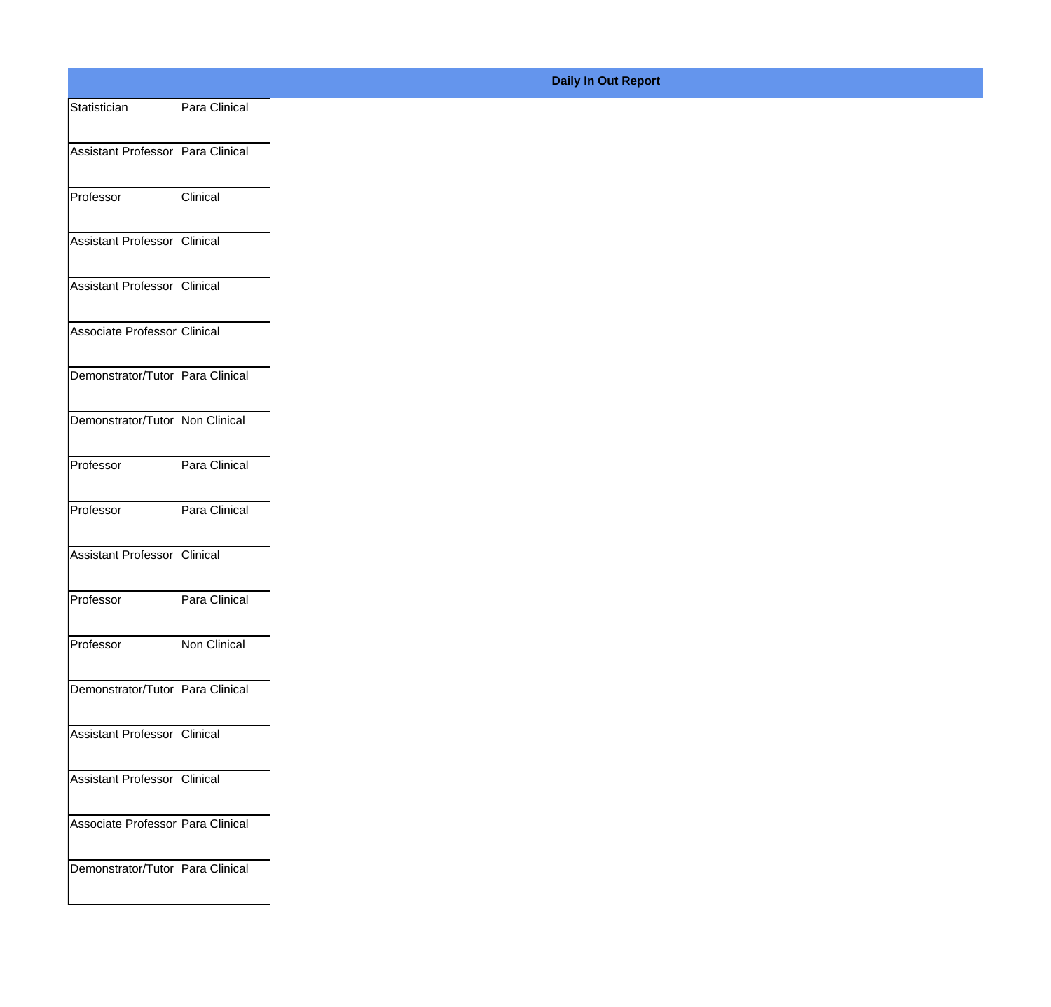**Daily In Out Report**

| | |
|---|---|
| Statistician | Para Clinical |
| Assistant Professor | Para Clinical |
| Professor | Clinical |
| Assistant Professor | Clinical |
| Assistant Professor | Clinical |
| Associate Professor | Clinical |
| Demonstrator/Tutor | Para Clinical |
| Demonstrator/Tutor | Non Clinical |
| Professor | Para Clinical |
| Professor | Para Clinical |
| Assistant Professor | Clinical |
| Professor | Para Clinical |
| Professor | Non Clinical |
| Demonstrator/Tutor | Para Clinical |
| Assistant Professor | Clinical |
| Assistant Professor | Clinical |
| Associate Professor | Para Clinical |
| Demonstrator/Tutor | Para Clinical |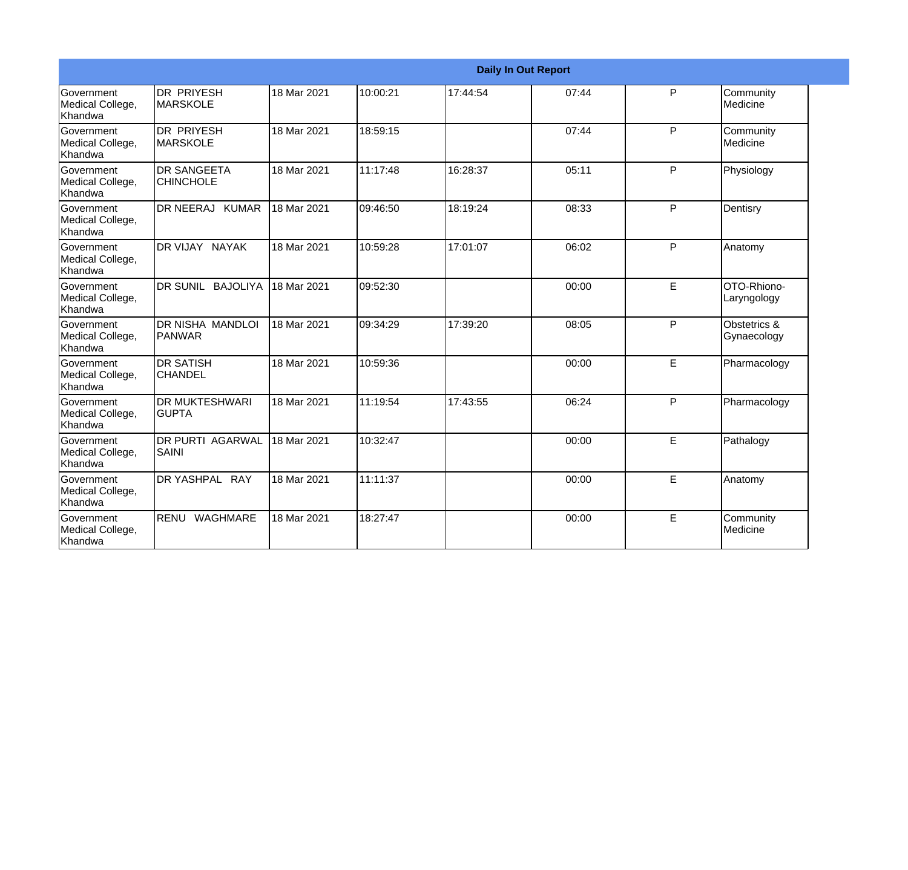| Daily In Out Report | | | | | | | |
|---|---|---|---|---|---|---|---|
| Government Medical College, Khandwa | DR PRIYESH MARSKOLE | 18 Mar 2021 | 10:00:21 | 17:44:54 | 07:44 | P | Community Medicine |
| Government Medical College, Khandwa | DR PRIYESH MARSKOLE | 18 Mar 2021 | 18:59:15 | | 07:44 | P | Community Medicine |
| Government Medical College, Khandwa | DR SANGEETA CHINCHOLE | 18 Mar 2021 | 11:17:48 | 16:28:37 | 05:11 | P | Physiology |
| Government Medical College, Khandwa | DR NEERAJ KUMAR | 18 Mar 2021 | 09:46:50 | 18:19:24 | 08:33 | P | Dentisry |
| Government Medical College, Khandwa | DR VIJAY NAYAK | 18 Mar 2021 | 10:59:28 | 17:01:07 | 06:02 | P | Anatomy |
| Government Medical College, Khandwa | DR SUNIL BAJOLIYA | 18 Mar 2021 | 09:52:30 | | 00:00 | E | OTO-Rhiono-Laryngology |
| Government Medical College, Khandwa | DR NISHA MANDLOI PANWAR | 18 Mar 2021 | 09:34:29 | 17:39:20 | 08:05 | P | Obstetrics & Gynaecology |
| Government Medical College, Khandwa | DR SATISH CHANDEL | 18 Mar 2021 | 10:59:36 | | 00:00 | E | Pharmacology |
| Government Medical College, Khandwa | DR MUKTESHWARI GUPTA | 18 Mar 2021 | 11:19:54 | 17:43:55 | 06:24 | P | Pharmacology |
| Government Medical College, Khandwa | DR PURTI AGARWAL SAINI | 18 Mar 2021 | 10:32:47 | | 00:00 | E | Pathalogy |
| Government Medical College, Khandwa | DR YASHPAL RAY | 18 Mar 2021 | 11:11:37 | | 00:00 | E | Anatomy |
| Government Medical College, Khandwa | RENU WAGHMARE | 18 Mar 2021 | 18:27:47 | | 00:00 | E | Community Medicine |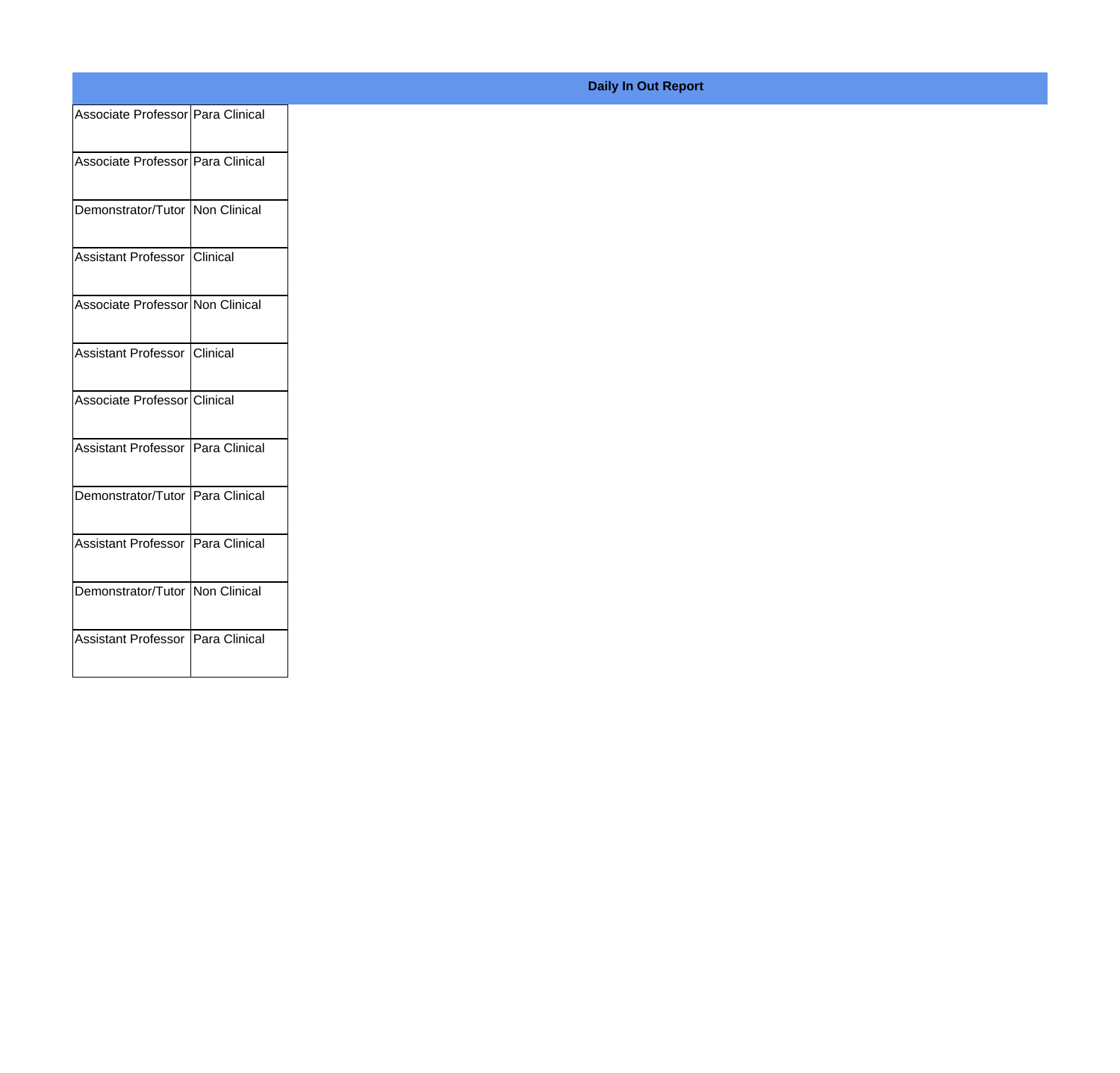**Daily In Out Report**

| | |
|---|---|
| Associate Professor | Para Clinical |
| Associate Professor | Para Clinical |
| Demonstrator/Tutor | Non Clinical |
| Assistant Professor | Clinical |
| Associate Professor | Non Clinical |
| Assistant Professor | Clinical |
| Associate Professor | Clinical |
| Assistant Professor | Para Clinical |
| Demonstrator/Tutor | Para Clinical |
| Assistant Professor | Para Clinical |
| Demonstrator/Tutor | Non Clinical |
| Assistant Professor | Para Clinical |